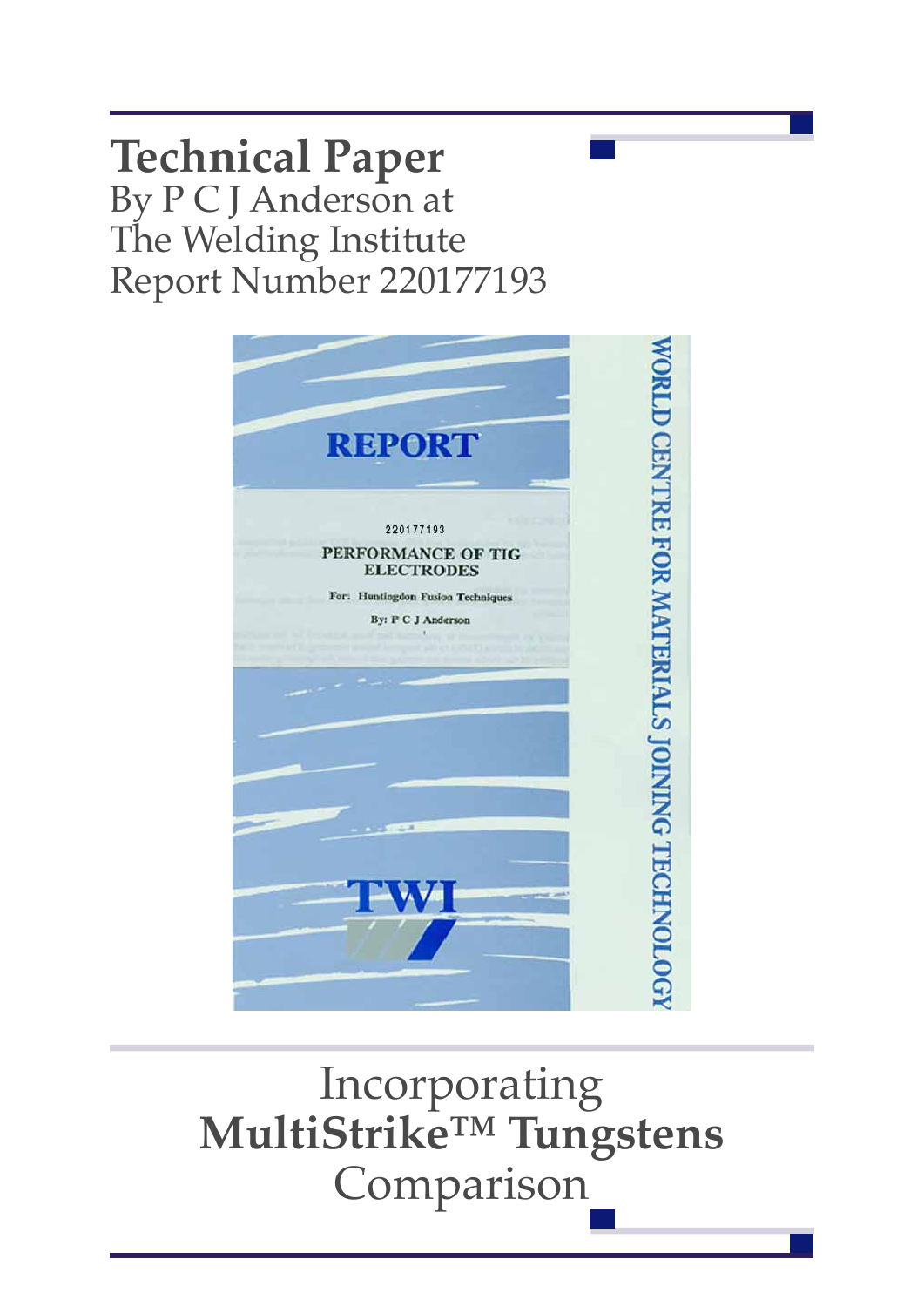# Technical Paper

By P C J Anderson at
The Welding Institute
Report Number 220177193

REPORT

220177193

PERFORMANCE OF TIG ELECTRODES

For: Huntingdon Fusion Techniques

By: P C J Anderson

TWI

WORLD CENTRE FOR MATERIALS JOINING TECHNOLOGY

Incorporating
**MultiStrike™ Tungstens**
Comparison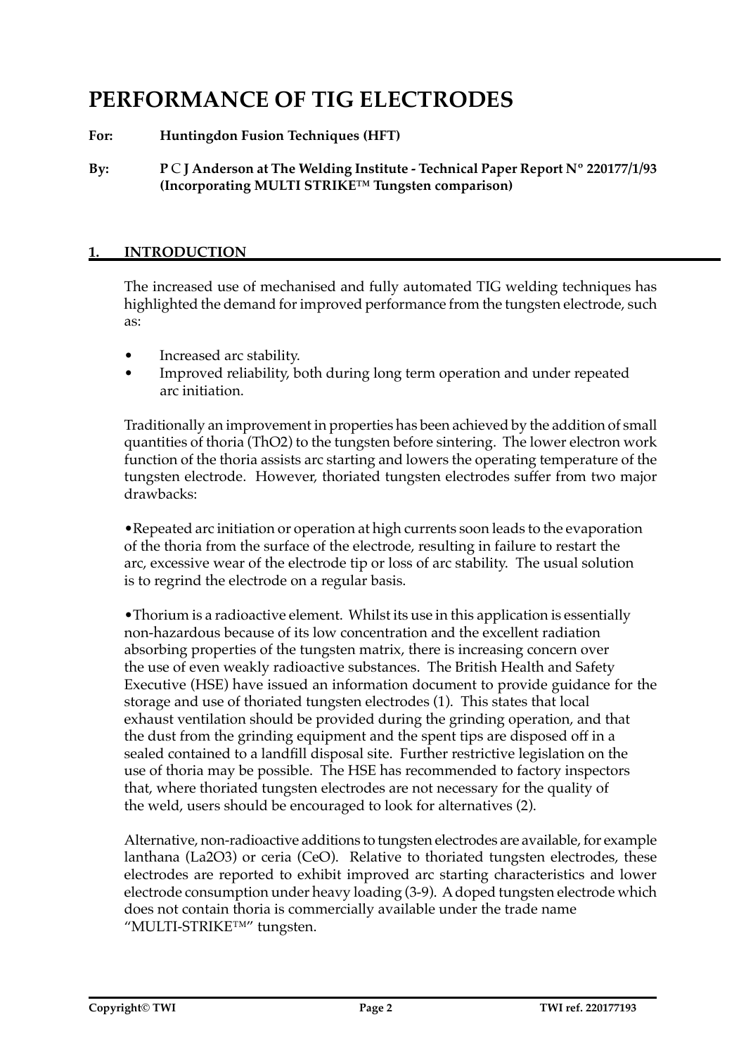# PERFORMANCE OF TIG ELECTRODES

**For:** **Huntingdon Fusion Techniques (HFT)**

**By:** **P C J Anderson at The Welding Institute - Technical Paper Report Nº 220177/1/93 (Incorporating MULTI STRIKE™ Tungsten comparison)**

## 1. INTRODUCTION

The increased use of mechanised and fully automated TIG welding techniques has highlighted the demand for improved performance from the tungsten electrode, such as:

- Increased arc stability.
- Improved reliability, both during long term operation and under repeated arc initiation.

Traditionally an improvement in properties has been achieved by the addition of small quantities of thoria ($ThO_2$) to the tungsten before sintering. The lower electron work function of the thoria assists arc starting and lowers the operating temperature of the tungsten electrode. However, thoriated tungsten electrodes suffer from two major drawbacks:

- Repeated arc initiation or operation at high currents soon leads to the evaporation of the thoria from the surface of the electrode, resulting in failure to restart the arc, excessive wear of the electrode tip or loss of arc stability. The usual solution is to regrind the electrode on a regular basis.

- Thorium is a radioactive element. Whilst its use in this application is essentially non-hazardous because of its low concentration and the excellent radiation absorbing properties of the tungsten matrix, there is increasing concern over the use of even weakly radioactive substances. The British Health and Safety Executive (HSE) have issued an information document to provide guidance for the storage and use of thoriated tungsten electrodes (1). This states that local exhaust ventilation should be provided during the grinding operation, and that the dust from the grinding equipment and the spent tips are disposed off in a sealed contained to a landfill disposal site. Further restrictive legislation on the use of thoria may be possible. The HSE has recommended to factory inspectors that, where thoriated tungsten electrodes are not necessary for the quality of the weld, users should be encouraged to look for alternatives (2).

Alternative, non-radioactive additions to tungsten electrodes are available, for example lanthana ($La_2O_3$) or ceria ($CeO$). Relative to thoriated tungsten electrodes, these electrodes are reported to exhibit improved arc starting characteristics and lower electrode consumption under heavy loading (3-9). A doped tungsten electrode which does not contain thoria is commercially available under the trade name "MULTI-STRIKE™" tungsten.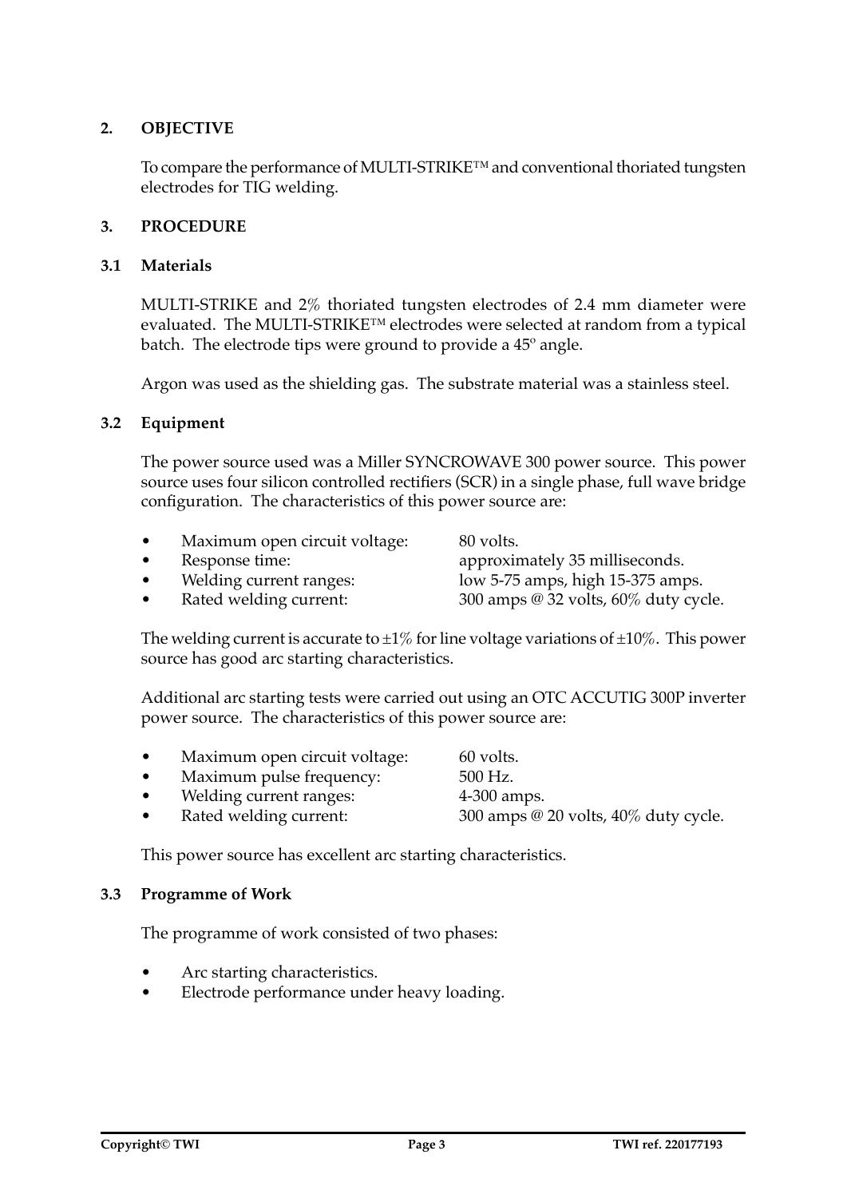## 2. OBJECTIVE

To compare the performance of MULTI-STRIKE™ and conventional thoriated tungsten electrodes for TIG welding.

## 3. PROCEDURE

### 3.1 Materials

MULTI-STRIKE and 2% thoriated tungsten electrodes of 2.4 mm diameter were evaluated. The MULTI-STRIKE™ electrodes were selected at random from a typical batch. The electrode tips were ground to provide a 45° angle.

Argon was used as the shielding gas. The substrate material was a stainless steel.

### 3.2 Equipment

The power source used was a Miller SYNCROWAVE 300 power source. This power source uses four silicon controlled rectifiers (SCR) in a single phase, full wave bridge configuration. The characteristics of this power source are:

- Maximum open circuit voltage: 80 volts.
- Response time: approximately 35 milliseconds.
- Welding current ranges: low 5-75 amps, high 15-375 amps.
- Rated welding current: 300 amps @ 32 volts, 60% duty cycle.

The welding current is accurate to ±1% for line voltage variations of ±10%. This power source has good arc starting characteristics.

Additional arc starting tests were carried out using an OTC ACCUTIG 300P inverter power source. The characteristics of this power source are:

- Maximum open circuit voltage: 60 volts.
- Maximum pulse frequency: 500 Hz.
- Welding current ranges: 4-300 amps.
- Rated welding current: 300 amps @ 20 volts, 40% duty cycle.

This power source has excellent arc starting characteristics.

### 3.3 Programme of Work

The programme of work consisted of two phases:

- Arc starting characteristics.
- Electrode performance under heavy loading.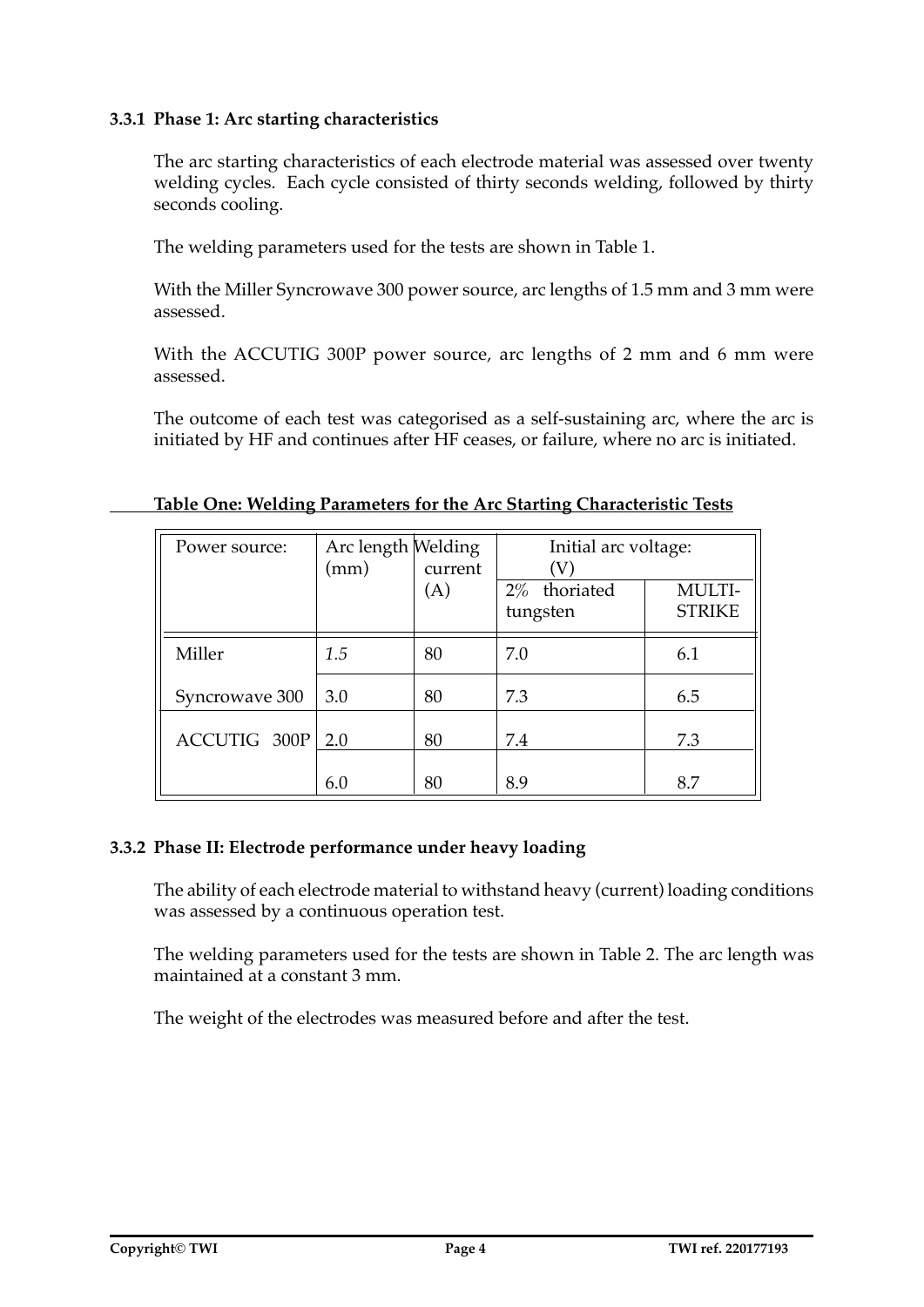### 3.3.1 Phase 1: Arc starting characteristics

The arc starting characteristics of each electrode material was assessed over twenty welding cycles. Each cycle consisted of thirty seconds welding, followed by thirty seconds cooling.

The welding parameters used for the tests are shown in Table 1.

With the Miller Syncrowave 300 power source, arc lengths of 1.5 mm and 3 mm were assessed.

With the ACCUTIG 300P power source, arc lengths of 2 mm and 6 mm were assessed.

The outcome of each test was categorised as a self-sustaining arc, where the arc is initiated by HF and continues after HF ceases, or failure, where no arc is initiated.

**Table One: Welding Parameters for the Arc Starting Characteristic Tests**

| Power source: | Arc length (mm) | Welding current (A) | Initial arc voltage: (V) | |
|---|---|---|---|---|
| | | | 2% thoriated tungsten | MULTI-STRIKE |
| Miller | *1.5* | 80 | 7.0 | 6.1 |
| Syncrowave 300 | 3.0 | 80 | 7.3 | 6.5 |
| ACCUTIG 300P | 2.0 | 80 | 7.4 | 7.3 |
| | 6.0 | 80 | 8.9 | 8.7 |

### 3.3.2 Phase II: Electrode performance under heavy loading

The ability of each electrode material to withstand heavy (current) loading conditions was assessed by a continuous operation test.

The welding parameters used for the tests are shown in Table 2. The arc length was maintained at a constant 3 mm.

The weight of the electrodes was measured before and after the test.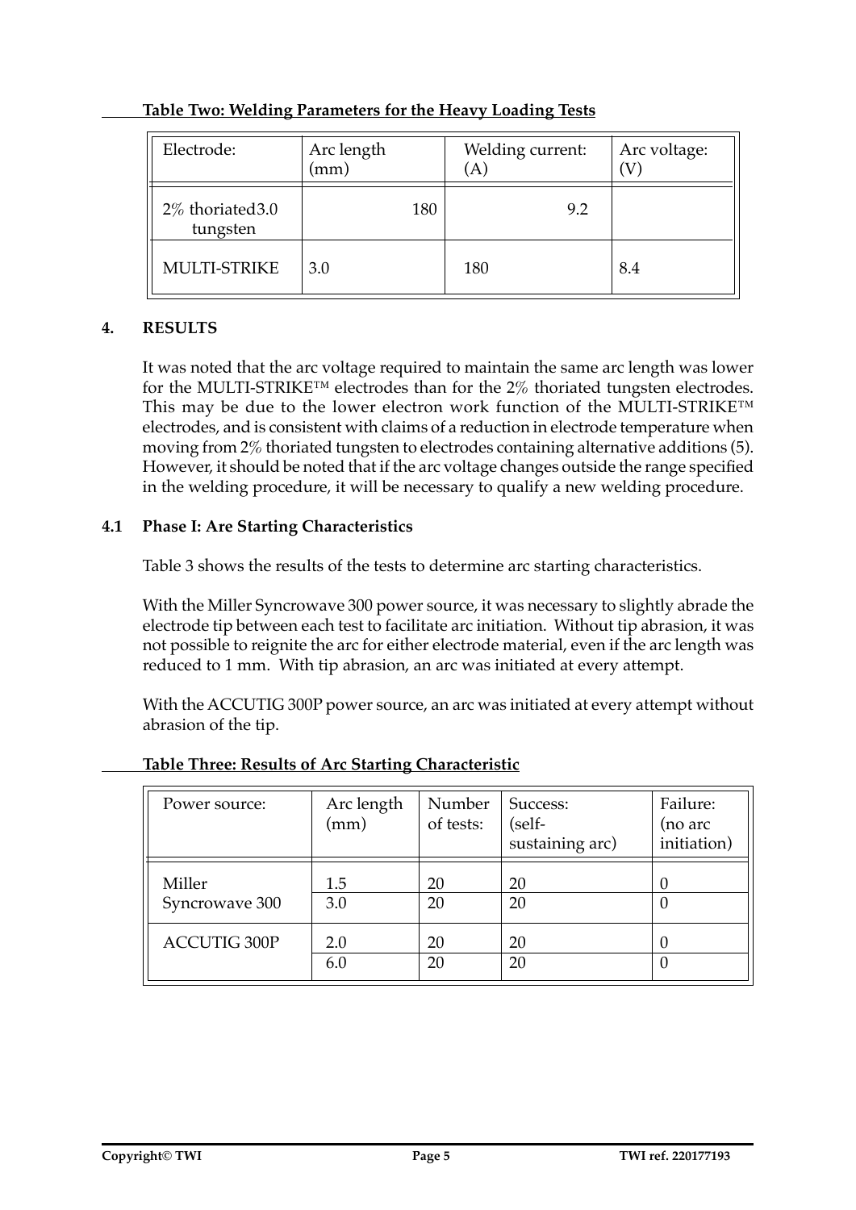**Table Two: Welding Parameters for the Heavy Loading Tests**

| Electrode: | Arc length (mm) | Welding current: (A) | Arc voltage: (V) |
|---|---|---|---|
| 2% thoriated3.0 tungsten | 180 | 9.2 | |
| MULTI-STRIKE | 3.0 | 180 | 8.4 |

## 4. RESULTS

It was noted that the arc voltage required to maintain the same arc length was lower for the MULTI-STRIKE™ electrodes than for the 2% thoriated tungsten electrodes. This may be due to the lower electron work function of the MULTI-STRIKE™ electrodes, and is consistent with claims of a reduction in electrode temperature when moving from 2% thoriated tungsten to electrodes containing alternative additions (5). However, it should be noted that if the arc voltage changes outside the range specified in the welding procedure, it will be necessary to qualify a new welding procedure.

### 4.1 Phase I: Are Starting Characteristics

Table 3 shows the results of the tests to determine arc starting characteristics.

With the Miller Syncrowave 300 power source, it was necessary to slightly abrade the electrode tip between each test to facilitate arc initiation. Without tip abrasion, it was not possible to reignite the arc for either electrode material, even if the arc length was reduced to 1 mm. With tip abrasion, an arc was initiated at every attempt.

With the ACCUTIG 300P power source, an arc was initiated at every attempt without abrasion of the tip.

**Table Three: Results of Arc Starting Characteristic**

| Power source: | Arc length (mm) | Number of tests: | Success: (self-sustaining arc) | Failure: (no arc initiation) |
|---|---|---|---|---|
| Miller Syncrowave 300 | 1.5 | 20 | 20 | 0 |
| | 3.0 | 20 | 20 | 0 |
| ACCUTIG 300P | 2.0 | 20 | 20 | 0 |
| | 6.0 | 20 | 20 | 0 |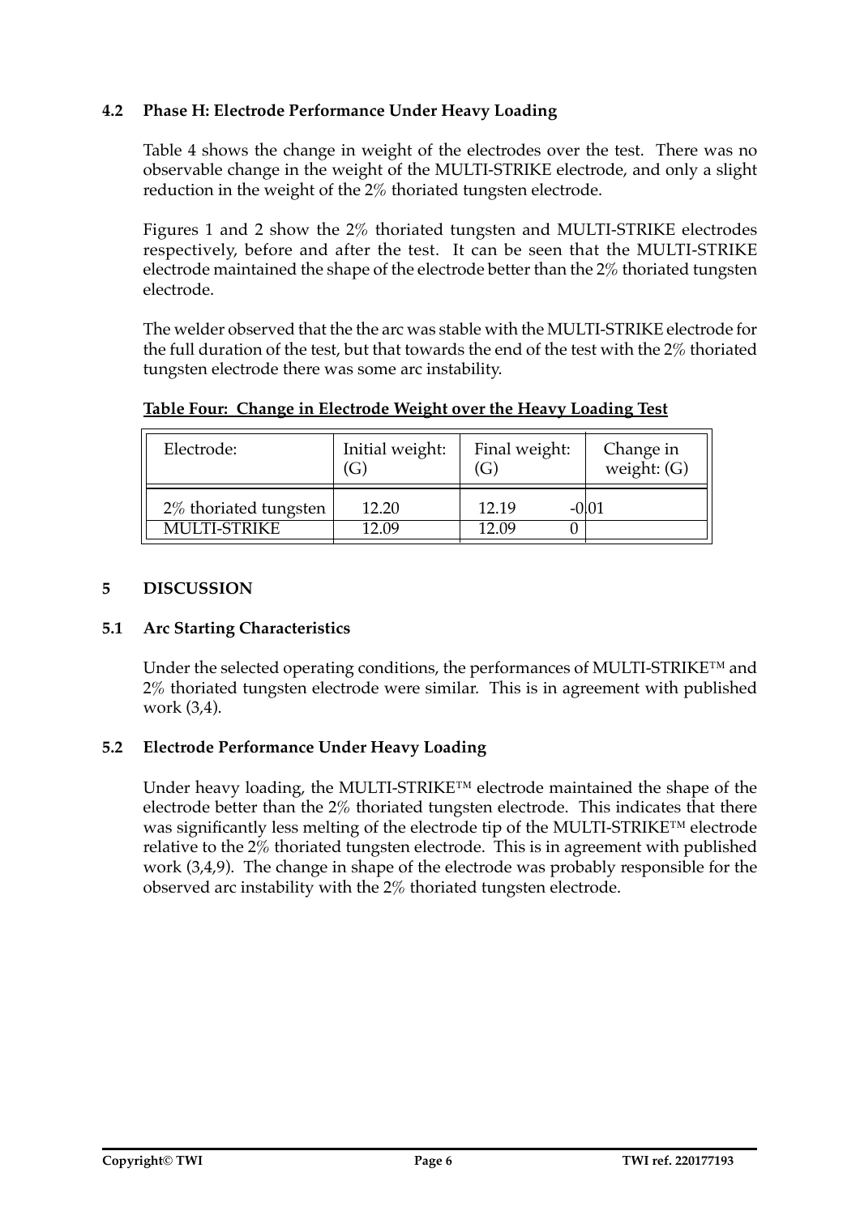### 4.2 Phase H: Electrode Performance Under Heavy Loading

Table 4 shows the change in weight of the electrodes over the test. There was no observable change in the weight of the MULTI-STRIKE electrode, and only a slight reduction in the weight of the 2% thoriated tungsten electrode.

Figures 1 and 2 show the 2% thoriated tungsten and MULTI-STRIKE electrodes respectively, before and after the test. It can be seen that the MULTI-STRIKE electrode maintained the shape of the electrode better than the 2% thoriated tungsten electrode.

The welder observed that the the arc was stable with the MULTI-STRIKE electrode for the full duration of the test, but that towards the end of the test with the 2% thoriated tungsten electrode there was some arc instability.

**Table Four: Change in Electrode Weight over the Heavy Loading Test**

| Electrode: | Initial weight: (G) | Final weight: (G) | Change in weight: (G) |
|---|---|---|---|
| 2% thoriated tungsten | 12.20 | 12.19 | -0.01 |
| MULTI-STRIKE | 12.09 | 12.09 | 0 |

## 5 DISCUSSION

### 5.1 Arc Starting Characteristics

Under the selected operating conditions, the performances of MULTI-STRIKE™ and 2% thoriated tungsten electrode were similar. This is in agreement with published work (3,4).

### 5.2 Electrode Performance Under Heavy Loading

Under heavy loading, the MULTI-STRIKE™ electrode maintained the shape of the electrode better than the 2% thoriated tungsten electrode. This indicates that there was significantly less melting of the electrode tip of the MULTI-STRIKE™ electrode relative to the 2% thoriated tungsten electrode. This is in agreement with published work (3,4,9). The change in shape of the electrode was probably responsible for the observed arc instability with the 2% thoriated tungsten electrode.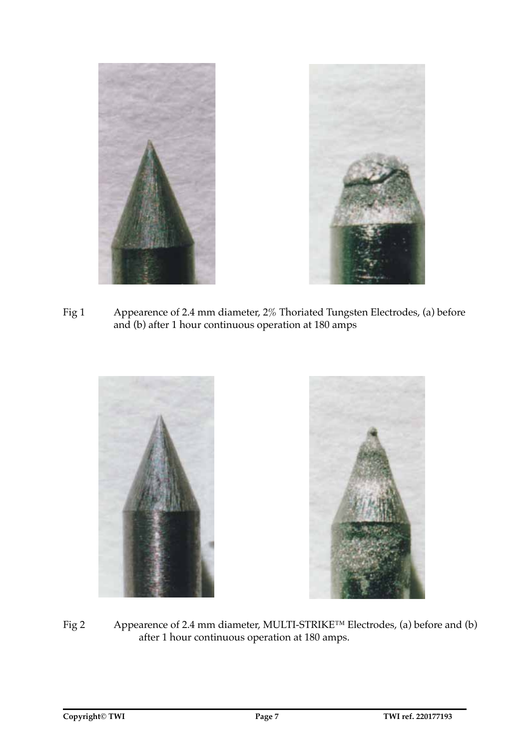Fig 1 Appearence of 2.4 mm diameter, 2% Thoriated Tungsten Electrodes, (a) before and (b) after 1 hour continuous operation at 180 amps

Fig 2 Appearence of 2.4 mm diameter, MULTI-STRIKE™ Electrodes, (a) before and (b) after 1 hour continuous operation at 180 amps.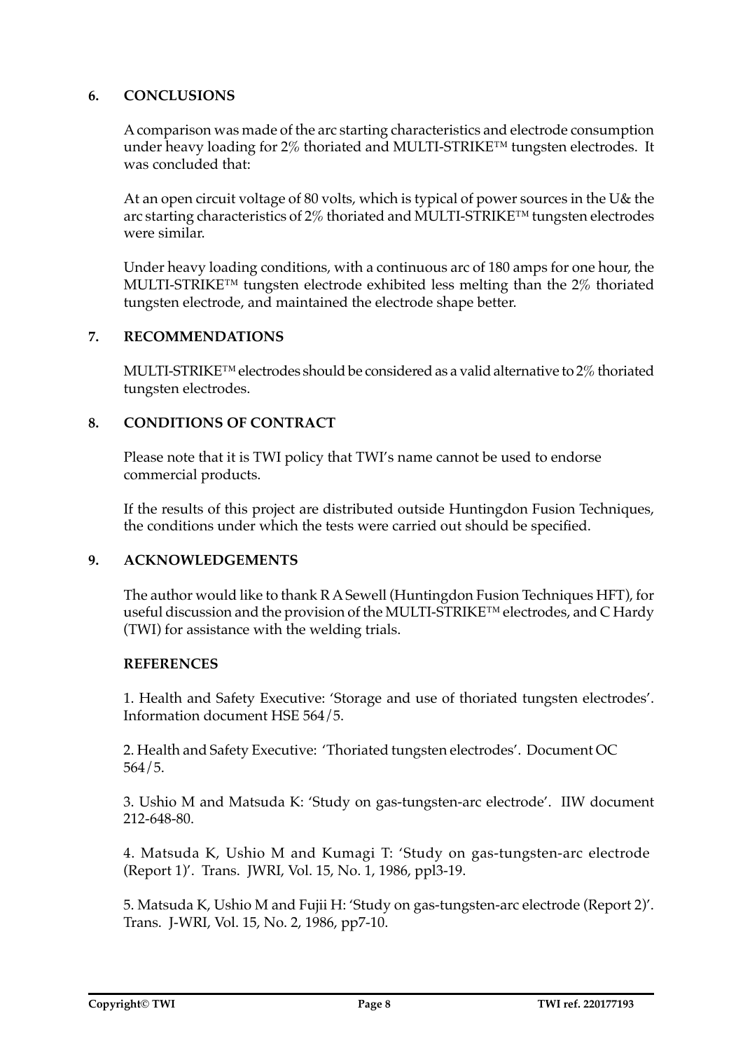## 6. CONCLUSIONS

A comparison was made of the arc starting characteristics and electrode consumption under heavy loading for 2% thoriated and MULTI-STRIKE™ tungsten electrodes. It was concluded that:

At an open circuit voltage of 80 volts, which is typical of power sources in the U& the arc starting characteristics of 2% thoriated and MULTI-STRIKE™ tungsten electrodes were similar.

Under heavy loading conditions, with a continuous arc of 180 amps for one hour, the MULTI-STRIKE™ tungsten electrode exhibited less melting than the 2% thoriated tungsten electrode, and maintained the electrode shape better.

## 7. RECOMMENDATIONS

MULTI-STRIKE™ electrodes should be considered as a valid alternative to 2% thoriated tungsten electrodes.

## 8. CONDITIONS OF CONTRACT

Please note that it is TWI policy that TWI's name cannot be used to endorse commercial products.

If the results of this project are distributed outside Huntingdon Fusion Techniques, the conditions under which the tests were carried out should be specified.

## 9. ACKNOWLEDGEMENTS

The author would like to thank R A Sewell (Huntingdon Fusion Techniques HFT), for useful discussion and the provision of the MULTI-STRIKE™ electrodes, and C Hardy (TWI) for assistance with the welding trials.

### REFERENCES

1. Health and Safety Executive: 'Storage and use of thoriated tungsten electrodes'. Information document HSE 564/5.

2. Health and Safety Executive: 'Thoriated tungsten electrodes'. Document OC 564/5.

3. Ushio M and Matsuda K: 'Study on gas-tungsten-arc electrode'. IIW document 212-648-80.

4. Matsuda K, Ushio M and Kumagi T: 'Study on gas-tungsten-arc electrode (Report 1)'. Trans. JWRI, Vol. 15, No. 1, 1986, ppl3-19.

5. Matsuda K, Ushio M and Fujii H: 'Study on gas-tungsten-arc electrode (Report 2)'. Trans. J-WRI, Vol. 15, No. 2, 1986, pp7-10.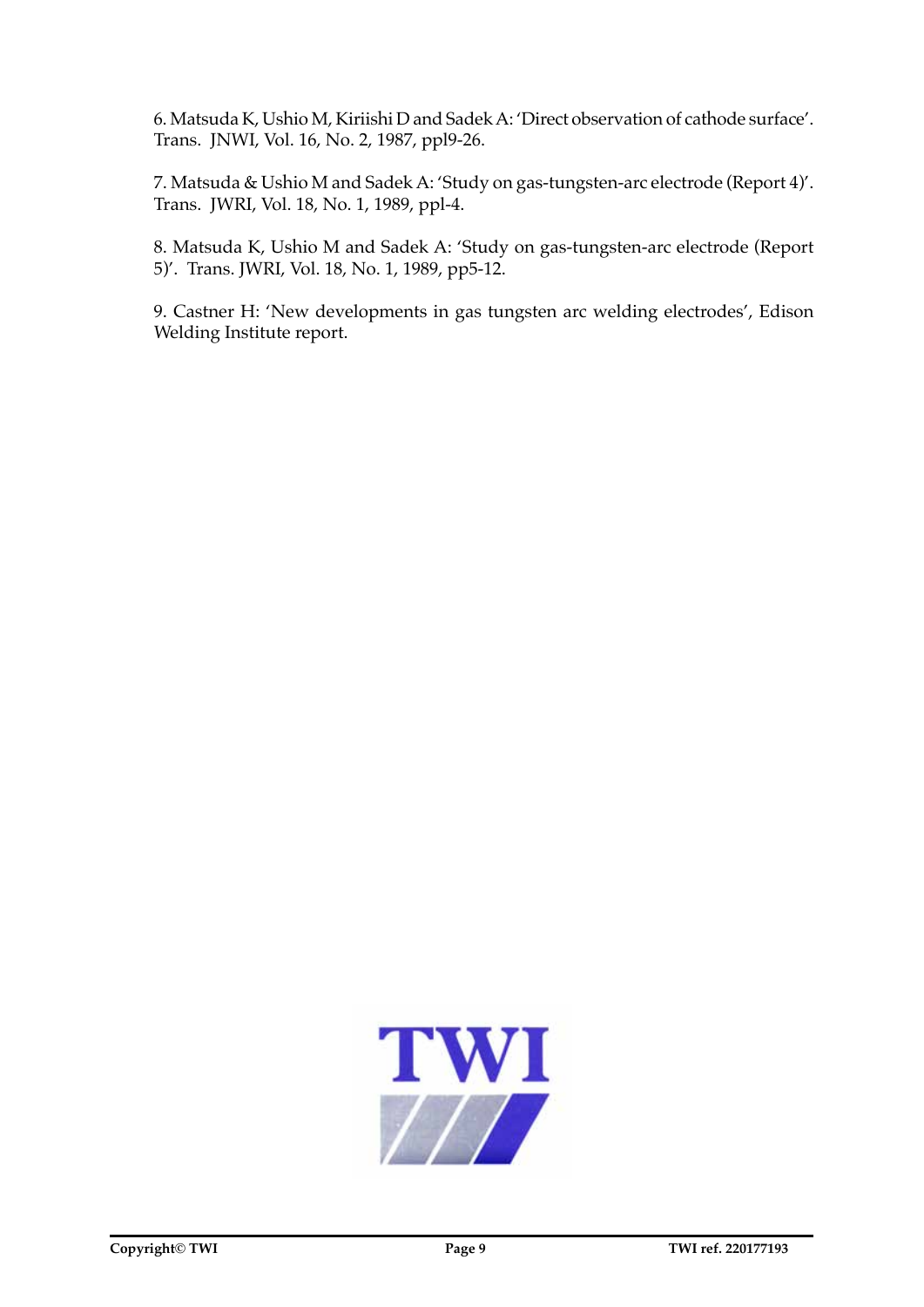6. Matsuda K, Ushio M, Kiriishi D and Sadek A: 'Direct observation of cathode surface'. Trans. JNWI, Vol. 16, No. 2, 1987, ppl9-26.

7. Matsuda & Ushio M and Sadek A: 'Study on gas-tungsten-arc electrode (Report 4)'. Trans. JWRI, Vol. 18, No. 1, 1989, ppl-4.

8. Matsuda K, Ushio M and Sadek A: 'Study on gas-tungsten-arc electrode (Report 5)'. Trans. JWRI, Vol. 18, No. 1, 1989, pp5-12.

9. Castner H: 'New developments in gas tungsten arc welding electrodes', Edison Welding Institute report.